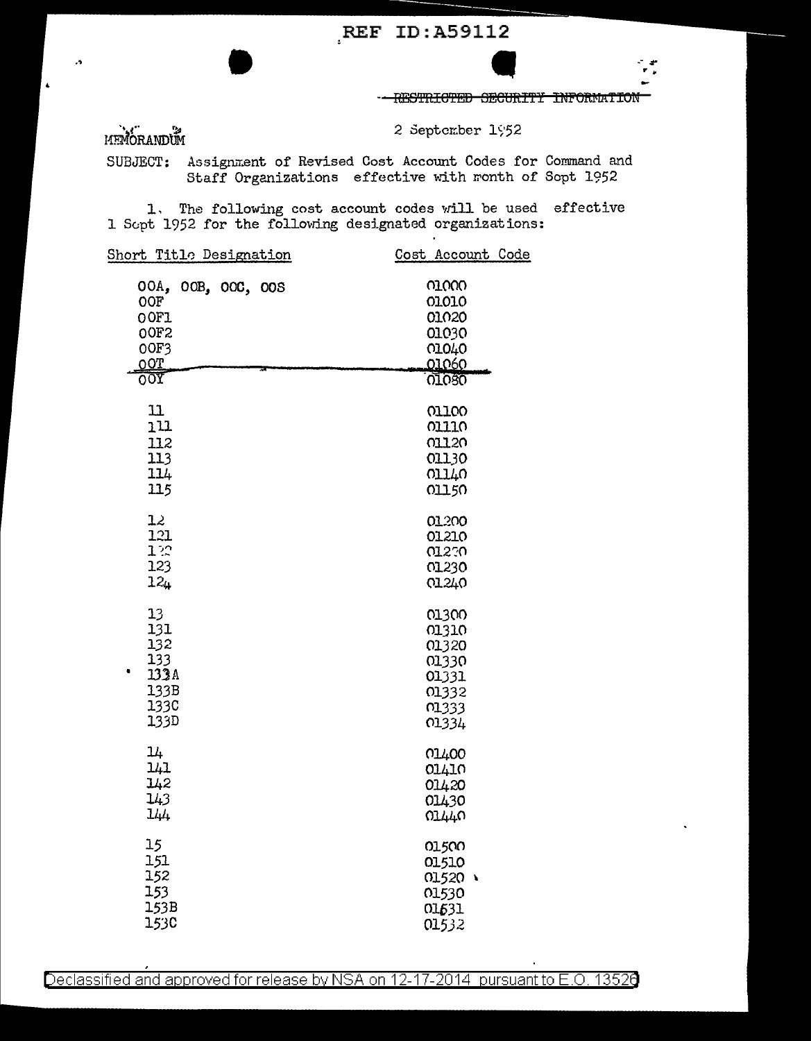REF ID:A59112

~~RESTRICTED SECURITY INFORMATION~~

MEMORANDUM

2 September 1952

SUBJECT: Assignment of Revised Cost Account Codes for Command and Staff Organizations effective with month of Sept 1952

1. The following cost account codes will be used effective 1 Sept 1952 for the following designated organizations:

| Short Title Designation | Cost Account Code |
|---|---|
| 00A, 00B, 00C, 00S | 01000 |
| 00F | 01010 |
| 00F1 | 01020 |
| 00F2 | 01030 |
| 00F3 | 01040 |
| 00T | 01060 |
| 00Y | 01080 |
| 11 | 01100 |
| 111 | 01110 |
| 112 | 01120 |
| 113 | 01130 |
| 114 | 01140 |
| 115 | 01150 |
| 12 | 01200 |
| 121 | 01210 |
| 122 | 01220 |
| 123 | 01230 |
| 124 | 01240 |
| 13 | 01300 |
| 131 | 01310 |
| 132 | 01320 |
| 133 | 01330 |
| 133A | 01331 |
| 133B | 01332 |
| 133C | 01333 |
| 133D | 01334 |
| 14 | 01400 |
| 141 | 01410 |
| 142 | 01420 |
| 143 | 01430 |
| 144 | 01440 |
| 15 | 01500 |
| 151 | 01510 |
| 152 | 01520 |
| 153 | 01530 |
| 153B | 01531 |
| 153C | 01532 |

Declassified and approved for release by NSA on 12-17-2014 pursuant to E.O. 13526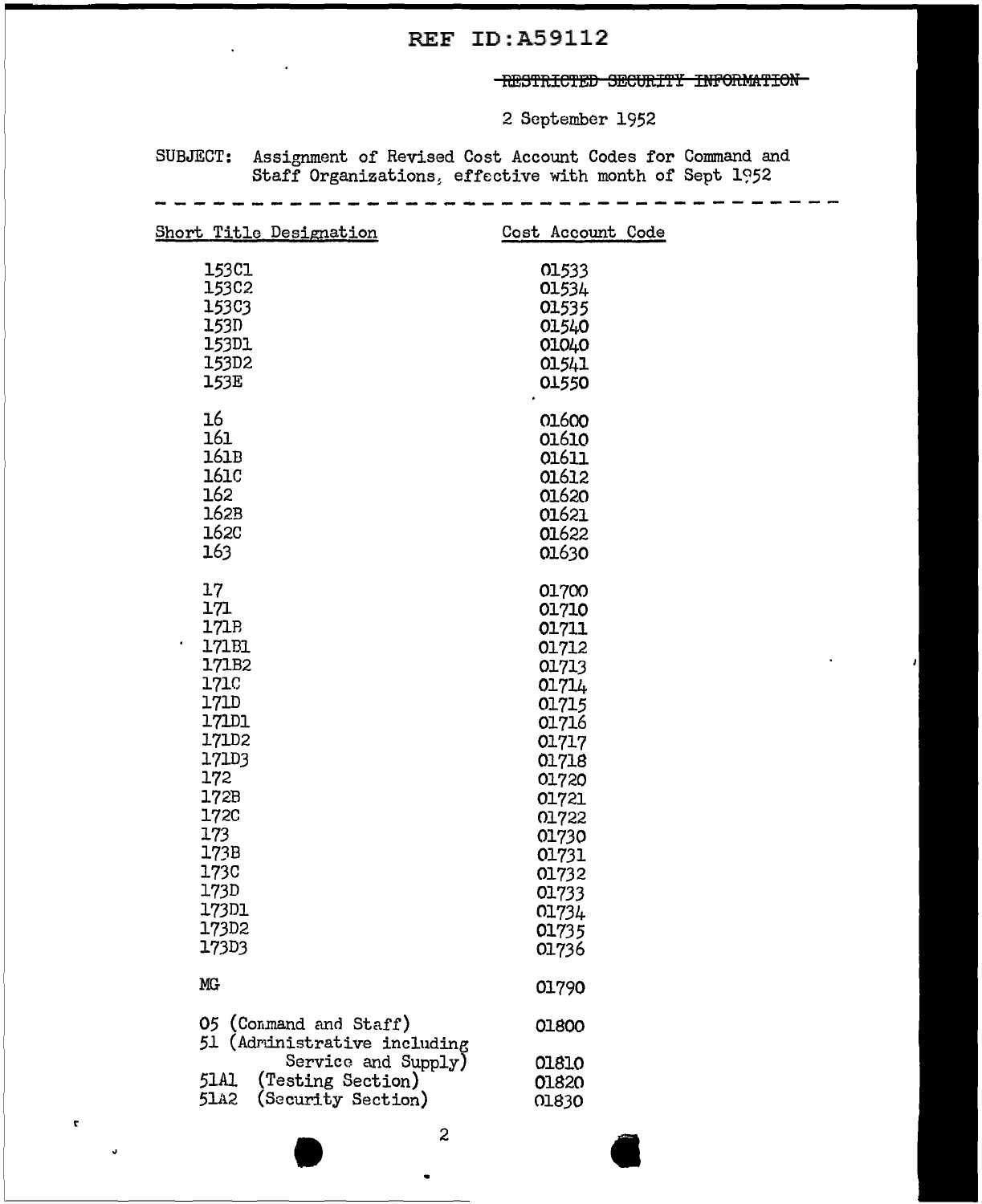REF ID:A59112

~~RESTRICTED SECURITY INFORMATION~~

2 September 1952

SUBJECT: Assignment of Revised Cost Account Codes for Command and Staff Organizations, effective with month of Sept 1952

| Short Title Designation | Cost Account Code |
|---|---|
| 153C1 | 01533 |
| 153C2 | 01534 |
| 153C3 | 01535 |
| 153D | 01540 |
| 153D1 | 01040 |
| 153D2 | 01541 |
| 153E | 01550 |
| 16 | 01600 |
| 161 | 01610 |
| 161B | 01611 |
| 161C | 01612 |
| 162 | 01620 |
| 162B | 01621 |
| 162C | 01622 |
| 163 | 01630 |
| 17 | 01700 |
| 171 | 01710 |
| 171B | 01711 |
| 171B1 | 01712 |
| 171B2 | 01713 |
| 171C | 01714 |
| 171D | 01715 |
| 171D1 | 01716 |
| 171D2 | 01717 |
| 171D3 | 01718 |
| 172 | 01720 |
| 172B | 01721 |
| 172C | 01722 |
| 173 | 01730 |
| 173B | 01731 |
| 173C | 01732 |
| 173D | 01733 |
| 173D1 | 01734 |
| 173D2 | 01735 |
| 173D3 | 01736 |
| MG | 01790 |
| 05 (Command and Staff) | 01800 |
| 51 (Administrative including Service and Supply) | 01810 |
| 51A1 (Testing Section) | 01820 |
| 51A2 (Security Section) | 01830 |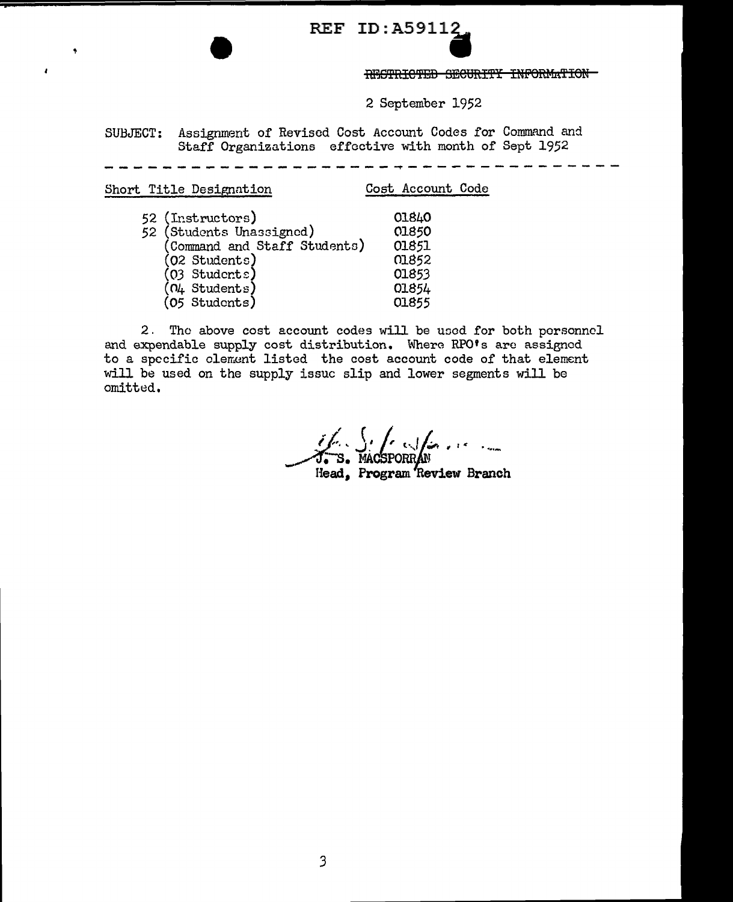REF ID:A59112

~~RESTRICTED SECURITY INFORMATION~~

2 September 1952

SUBJECT: Assignment of Revised Cost Account Codes for Command and Staff Organizations effective with month of Sept 1952

---

| Short Title Designation | Cost Account Code |
|---|---|
| 52 (Instructors) | 01840 |
| 52 (Students Unassigned) | 01850 |
| (Command and Staff Students) | 01851 |
| (02 Students) | 01852 |
| (03 Students) | 01853 |
| (04 Students) | 01854 |
| (05 Students) | 01855 |

2. The above cost account codes will be used for both personnel and expendable supply cost distribution. Where RPO's are assigned to a specific element listed the cost account code of that element will be used on the supply issue slip and lower segments will be omitted.

J. S. MACSPORRAN
Head, Program Review Branch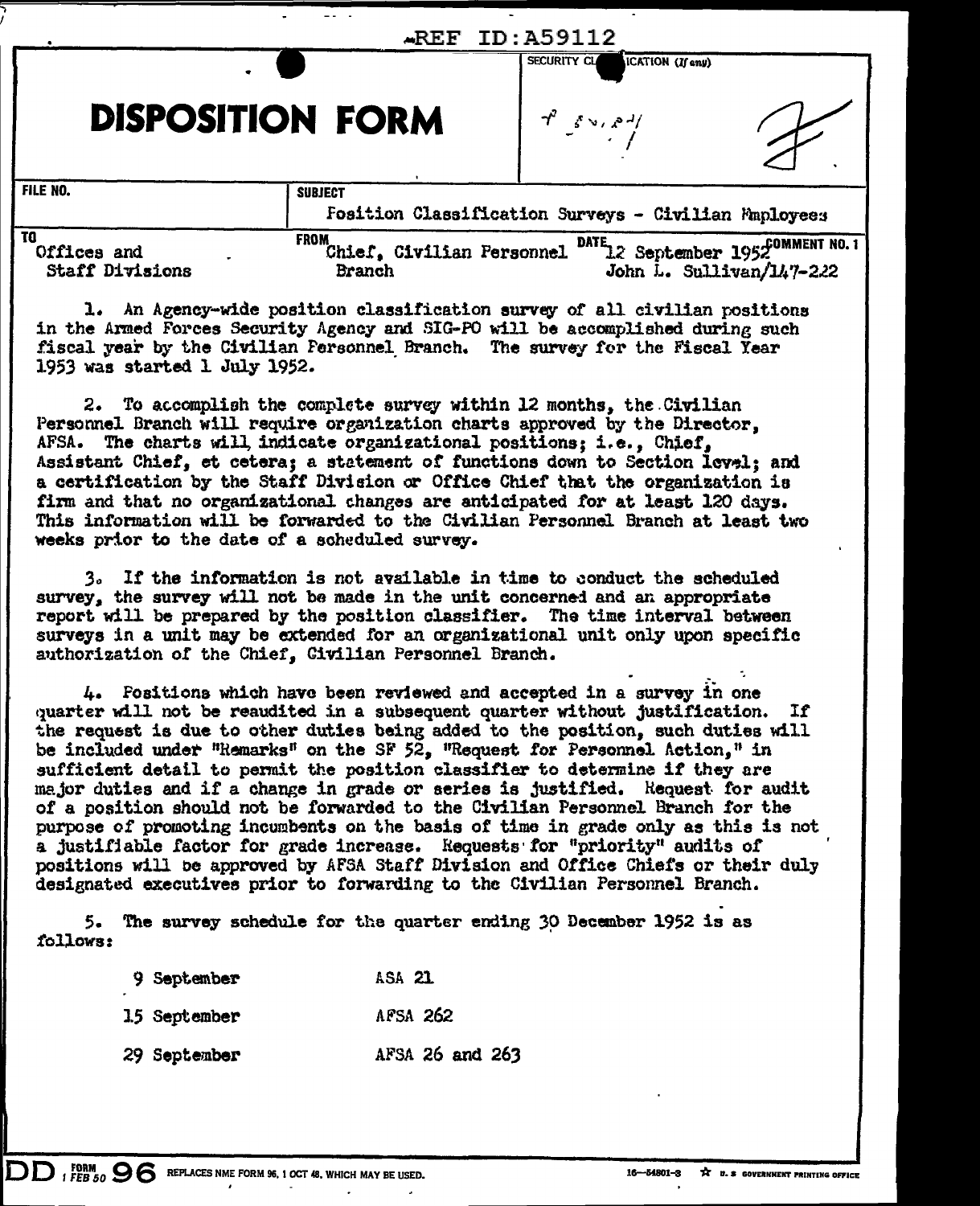REF ID:A59112

# DISPOSITION FORM

SECURITY CLASSIFICATION (If any)

| FILE NO. | SUBJECT | |
|---|---|---|
| | Position Classification Surveys - Civilian Employees | |
| TO | FROM | DATE / COMMENT NO. 1 |
| Offices and Staff Divisions | Chief, Civilian Personnel Branch | 12 September 1952 John L. Sullivan/147-222 |

1. An Agency-wide position classification survey of all civilian positions in the Armed Forces Security Agency and SIG-PO will be accomplished during such fiscal year by the Civilian Personnel Branch. The survey for the Fiscal Year 1953 was started 1 July 1952.

2. To accomplish the complete survey within 12 months, the Civilian Personnel Branch will require organization charts approved by the Director, AFSA. The charts will indicate organizational positions; i.e., Chief, Assistant Chief, et cetera; a statement of functions down to Section level; and a certification by the Staff Division or Office Chief that the organization is firm and that no organizational changes are anticipated for at least 120 days. This information will be forwarded to the Civilian Personnel Branch at least two weeks prior to the date of a scheduled survey.

3. If the information is not available in time to conduct the scheduled survey, the survey will not be made in the unit concerned and an appropriate report will be prepared by the position classifier. The time interval between surveys in a unit may be extended for an organizational unit only upon specific authorization of the Chief, Civilian Personnel Branch.

4. Positions which have been reviewed and accepted in a survey in one quarter will not be reaudited in a subsequent quarter without justification. If the request is due to other duties being added to the position, such duties will be included under "Remarks" on the SF 52, "Request for Personnel Action," in sufficient detail to permit the position classifier to determine if they are major duties and if a change in grade or series is justified. Request for audit of a position should not be forwarded to the Civilian Personnel Branch for the purpose of promoting incumbents on the basis of time in grade only as this is not a justifiable factor for grade increase. Requests for "priority" audits of positions will be approved by AFSA Staff Division and Office Chiefs or their duly designated executives prior to forwarding to the Civilian Personnel Branch.

5. The survey schedule for the quarter ending 30 December 1952 is as follows:

| | |
|---|---|
| 9 September | ASA 21 |
| 15 September | AFSA 262 |
| 29 September | AFSA 26 and 263 |

DD FORM 1 FEB 50 96 REPLACES NME FORM 96, 1 OCT 48, WHICH MAY BE USED.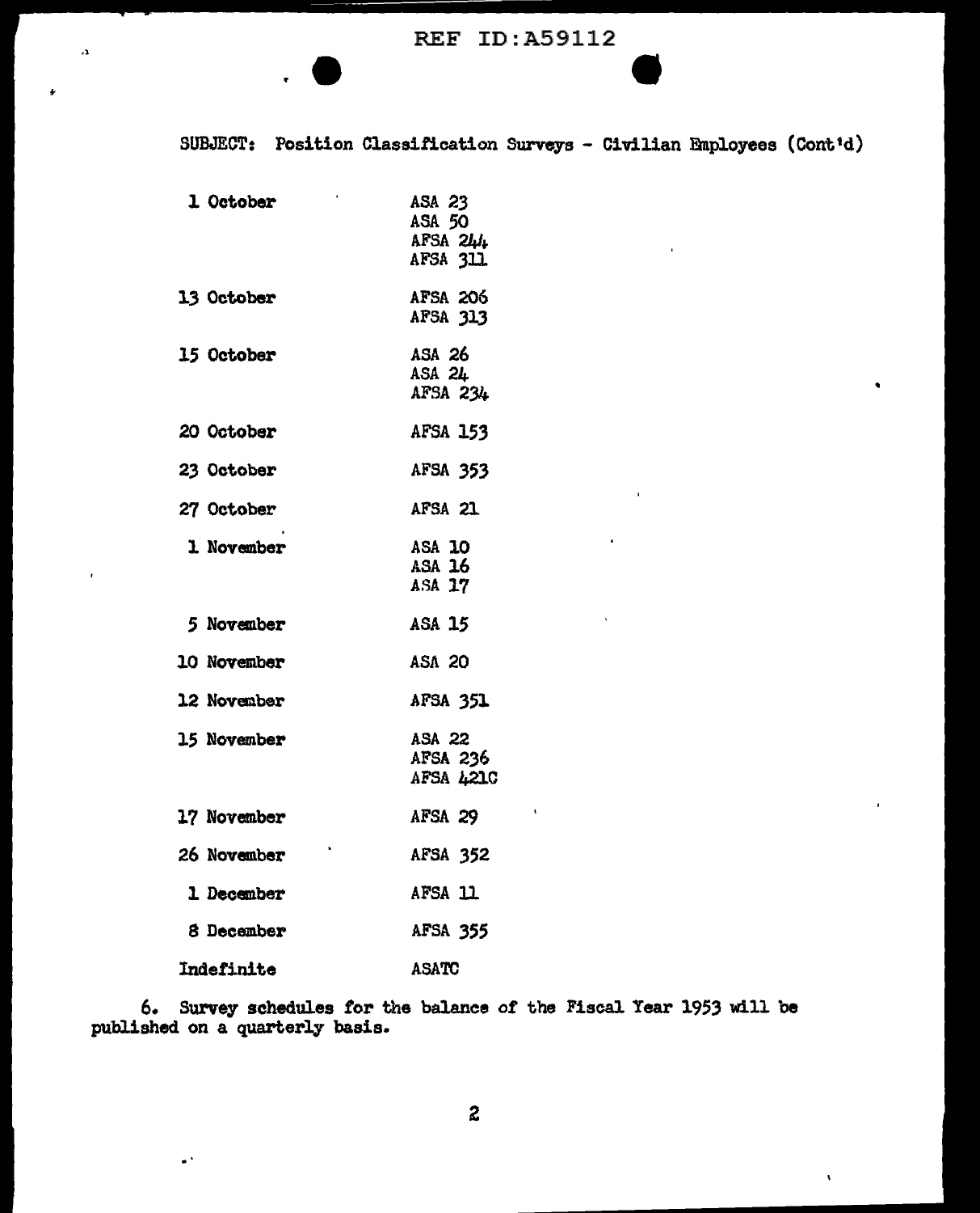SUBJECT: Position Classification Surveys - Civilian Employees (Cont'd)

| | |
|---|---|
| 1 October | ASA 23<br>ASA 50<br>AFSA 244<br>AFSA 311 |
| 13 October | AFSA 206<br>AFSA 313 |
| 15 October | ASA 26<br>ASA 24<br>AFSA 234 |
| 20 October | AFSA 153 |
| 23 October | AFSA 353 |
| 27 October | AFSA 21 |
| 1 November | ASA 10<br>ASA 16<br>ASA 17 |
| 5 November | ASA 15 |
| 10 November | ASA 20 |
| 12 November | AFSA 351 |
| 15 November | ASA 22<br>AFSA 236<br>AFSA 421C |
| 17 November | AFSA 29 |
| 26 November | AFSA 352 |
| 1 December | AFSA 11 |
| 8 December | AFSA 355 |
| Indefinite | ASATC |

6. Survey schedules for the balance of the Fiscal Year 1953 will be published on a quarterly basis.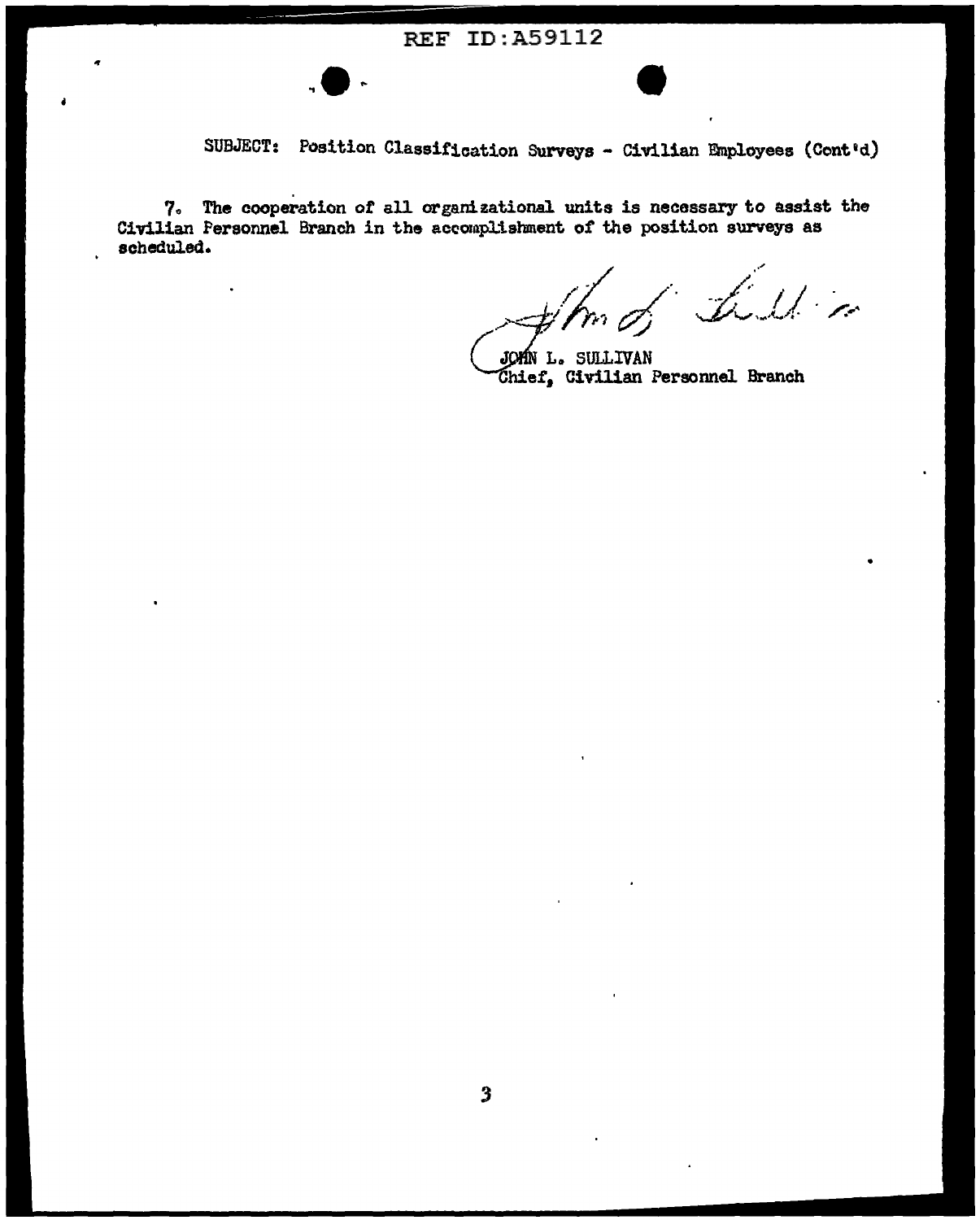SUBJECT: Position Classification Surveys - Civilian Employees (Cont'd)

7. The cooperation of all organizational units is necessary to assist the Civilian Personnel Branch in the accomplishment of the position surveys as scheduled.

JOHN L. SULLIVAN
Chief, Civilian Personnel Branch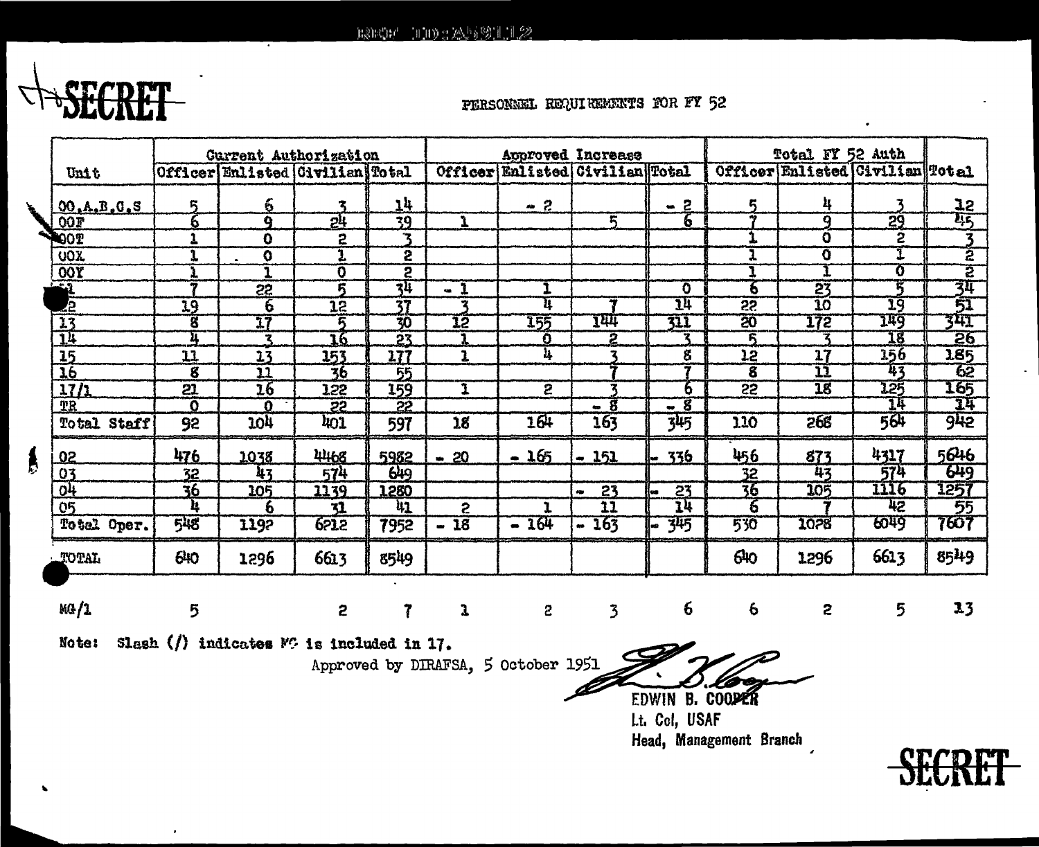SECRET

PERSONNEL REQUIREMENTS FOR FY 52

| Unit | Current Authorization | | | | Approved Increase | | | | Total FY 52 Auth | | | | |
|---|---|---|---|---|---|---|---|---|---|---|---|---|---|
| | Officer | Enlisted | Civilian | Total | Officer | Enlisted | Civilian | Total | Officer | Enlisted | Civilian | Total |
| 00,A,B,C,S | 5 | 6 | 3 | 14 | | - 2 | | - 2 | 5 | 4 | 3 | 12 |
| 00F | 6 | 9 | 24 | 39 | 1 | | 5 | 6 | 7 | 9 | 29 | 45 |
| 00T | 1 | 0 | 2 | 3 | | | | | 1 | 0 | 2 | 3 |
| 00X | 1 | 0 | 1 | 2 | | | | | 1 | 0 | 1 | 2 |
| 00Y | 1 | 1 | 0 | 2 | | | | | 1 | 1 | 0 | 2 |
| 11 | 7 | 22 | 5 | 34 | - 1 | 1 | | 0 | 6 | 23 | 5 | 34 |
| 12 | 19 | 6 | 12 | 37 | 3 | 4 | 7 | 14 | 22 | 10 | 19 | 51 |
| 13 | 8 | 17 | 5 | 30 | 12 | 155 | 144 | 311 | 20 | 172 | 149 | 341 |
| 14 | 4 | 3 | 16 | 23 | 1 | 0 | 2 | 3 | 5 | 3 | 18 | 26 |
| 15 | 11 | 13 | 153 | 177 | 1 | 4 | 3 | 8 | 12 | 17 | 156 | 185 |
| 16 | 8 | 11 | 36 | 55 | | | 7 | 7 | 8 | 11 | 43 | 62 |
| 17/1 | 21 | 16 | 122 | 159 | 1 | 2 | 3 | 6 | 22 | 18 | 125 | 165 |
| TR | 0 | 0 | 22 | 22 | | | - 8 | - 8 | | | 14 | 14 |
| Total Staff | 92 | 104 | 401 | 597 | 18 | 164 | 163 | 345 | 110 | 268 | 564 | 942 |
| 02 | 476 | 1038 | 4468 | 5982 | - 20 | - 165 | - 151 | - 336 | 456 | 873 | 4317 | 5646 |
| 03 | 32 | 43 | 574 | 649 | | | | | 32 | 43 | 574 | 649 |
| 04 | 36 | 105 | 1139 | 1280 | | | - 23 | - 23 | 36 | 105 | 1116 | 1257 |
| 05 | 4 | 6 | 31 | 41 | 2 | 1 | 11 | 14 | 6 | 7 | 42 | 55 |
| Total Oper. | 548 | 1192 | 6212 | 7952 | - 18 | - 164 | - 163 | - 345 | 530 | 1028 | 6049 | 7607 |
| TOTAL | 640 | 1296 | 6613 | 8549 | | | | | 640 | 1296 | 6613 | 8549 |
| MG/1 | 5 | | 2 | 7 | 1 | 2 | 3 | 6 | 6 | 2 | 5 | 13 |

Note: Slash (/) indicates MG is included in 17.

Approved by DIRAFSA, 5 October 1951

EDWIN B. COOPER
Lt. Col, USAF
Head, Management Branch

SECRET